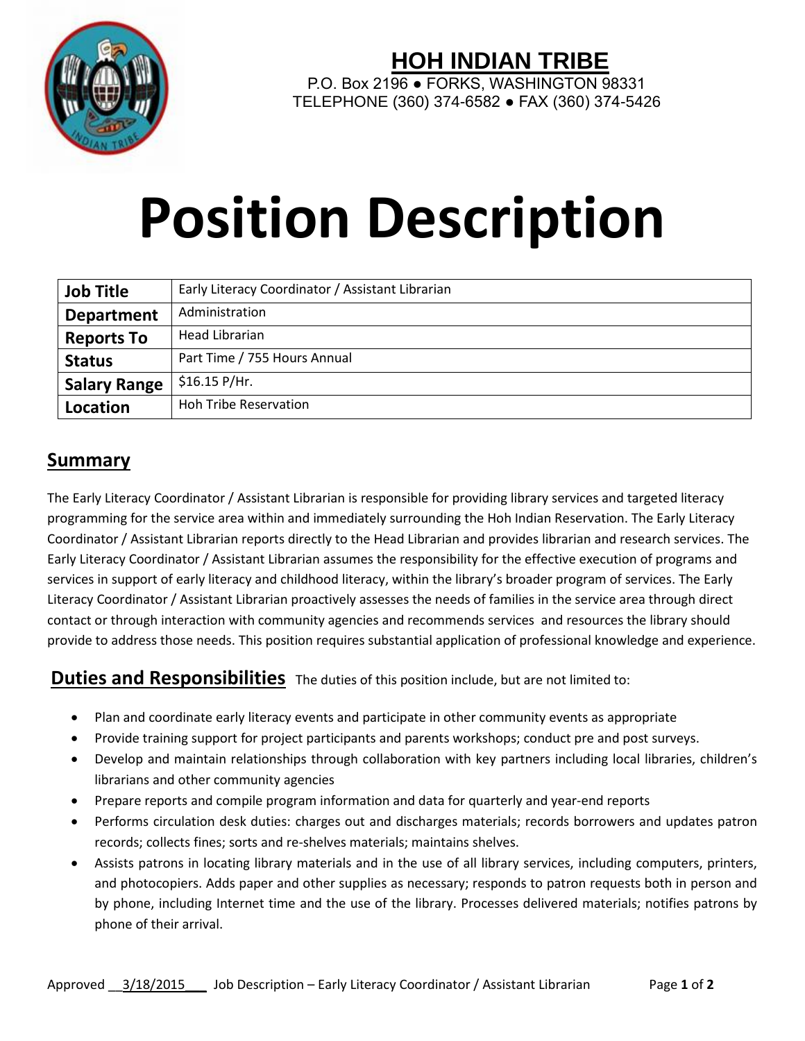# HOH INDIAN TRIBE

P.O. Box 2196 ● FORKS, WASHINGTON 98331
TELEPHONE (360) 374-6582 ● FAX (360) 374-5426

# Position Description

| **Job Title** | Early Literacy Coordinator / Assistant Librarian |
|---|---|
| **Department** | Administration |
| **Reports To** | Head Librarian |
| **Status** | Part Time / 755 Hours Annual |
| **Salary Range** | $16.15 P/Hr. |
| **Location** | Hoh Tribe Reservation |

## Summary

The Early Literacy Coordinator / Assistant Librarian is responsible for providing library services and targeted literacy programming for the service area within and immediately surrounding the Hoh Indian Reservation. The Early Literacy Coordinator / Assistant Librarian reports directly to the Head Librarian and provides librarian and research services. The Early Literacy Coordinator / Assistant Librarian assumes the responsibility for the effective execution of programs and services in support of early literacy and childhood literacy, within the library's broader program of services. The Early Literacy Coordinator / Assistant Librarian proactively assesses the needs of families in the service area through direct contact or through interaction with community agencies and recommends services and resources the library should provide to address those needs. This position requires substantial application of professional knowledge and experience.

## Duties and Responsibilities

The duties of this position include, but are not limited to:

- Plan and coordinate early literacy events and participate in other community events as appropriate
- Provide training support for project participants and parents workshops; conduct pre and post surveys.
- Develop and maintain relationships through collaboration with key partners including local libraries, children's librarians and other community agencies
- Prepare reports and compile program information and data for quarterly and year-end reports
- Performs circulation desk duties: charges out and discharges materials; records borrowers and updates patron records; collects fines; sorts and re-shelves materials; maintains shelves.
- Assists patrons in locating library materials and in the use of all library services, including computers, printers, and photocopiers. Adds paper and other supplies as necessary; responds to patron requests both in person and by phone, including Internet time and the use of the library. Processes delivered materials; notifies patrons by phone of their arrival.

Approved 3/18/2015 Job Description – Early Literacy Coordinator / Assistant Librarian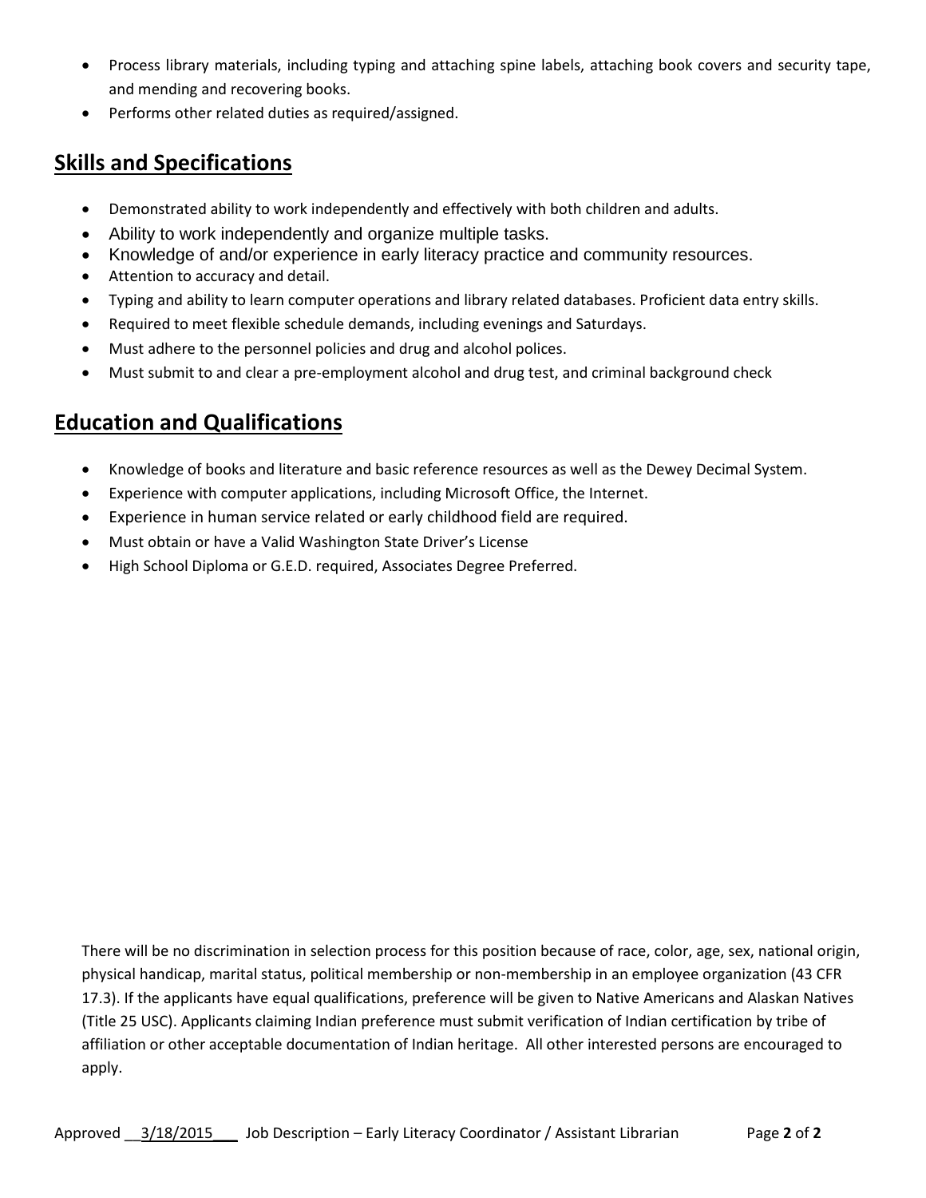- Process library materials, including typing and attaching spine labels, attaching book covers and security tape, and mending and recovering books.
- Performs other related duties as required/assigned.

## Skills and Specifications

- Demonstrated ability to work independently and effectively with both children and adults.
- Ability to work independently and organize multiple tasks.
- Knowledge of and/or experience in early literacy practice and community resources.
- Attention to accuracy and detail.
- Typing and ability to learn computer operations and library related databases. Proficient data entry skills.
- Required to meet flexible schedule demands, including evenings and Saturdays.
- Must adhere to the personnel policies and drug and alcohol polices.
- Must submit to and clear a pre-employment alcohol and drug test, and criminal background check

## Education and Qualifications

- Knowledge of books and literature and basic reference resources as well as the Dewey Decimal System.
- Experience with computer applications, including Microsoft Office, the Internet.
- Experience in human service related or early childhood field are required.
- Must obtain or have a Valid Washington State Driver's License
- High School Diploma or G.E.D. required, Associates Degree Preferred.

There will be no discrimination in selection process for this position because of race, color, age, sex, national origin, physical handicap, marital status, political membership or non-membership in an employee organization (43 CFR 17.3). If the applicants have equal qualifications, preference will be given to Native Americans and Alaskan Natives (Title 25 USC). Applicants claiming Indian preference must submit verification of Indian certification by tribe of affiliation or other acceptable documentation of Indian heritage. All other interested persons are encouraged to apply.

Approved 3/18/2015 Job Description – Early Literacy Coordinator / Assistant Librarian